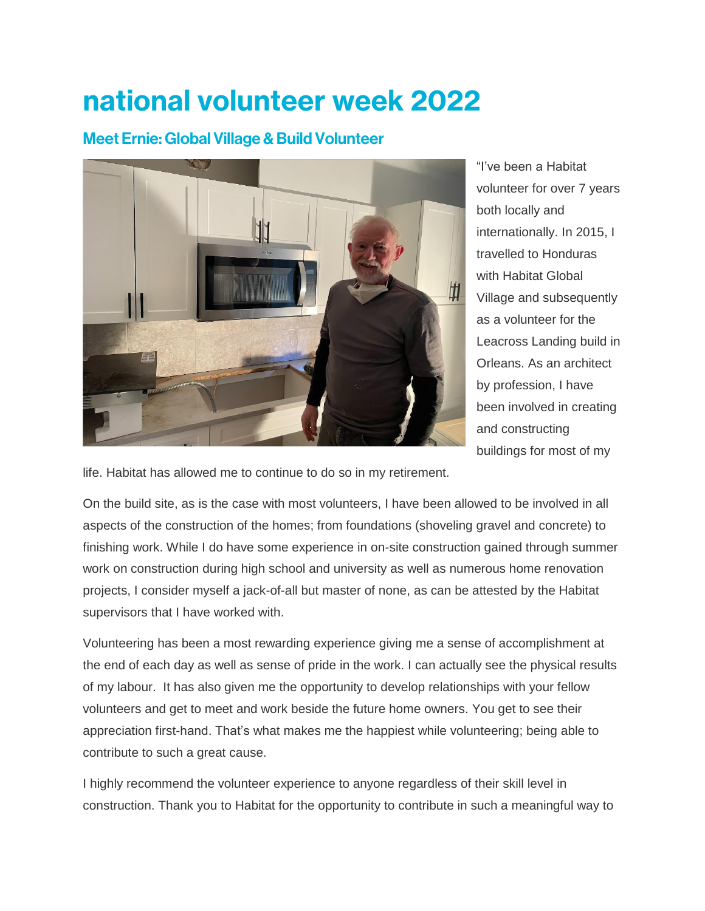# national volunteer week 2022

## Meet Ernie: Global Village & Build Volunteer

"I've been a Habitat volunteer for over 7 years both locally and internationally. In 2015, I travelled to Honduras with Habitat Global Village and subsequently as a volunteer for the Leacross Landing build in Orleans. As an architect by profession, I have been involved in creating and constructing buildings for most of my life. Habitat has allowed me to continue to do so in my retirement.

On the build site, as is the case with most volunteers, I have been allowed to be involved in all aspects of the construction of the homes; from foundations (shoveling gravel and concrete) to finishing work. While I do have some experience in on-site construction gained through summer work on construction during high school and university as well as numerous home renovation projects, I consider myself a jack-of-all but master of none, as can be attested by the Habitat supervisors that I have worked with.

Volunteering has been a most rewarding experience giving me a sense of accomplishment at the end of each day as well as sense of pride in the work. I can actually see the physical results of my labour. It has also given me the opportunity to develop relationships with your fellow volunteers and get to meet and work beside the future home owners. You get to see their appreciation first-hand. That's what makes me the happiest while volunteering; being able to contribute to such a great cause.

I highly recommend the volunteer experience to anyone regardless of their skill level in construction. Thank you to Habitat for the opportunity to contribute in such a meaningful way to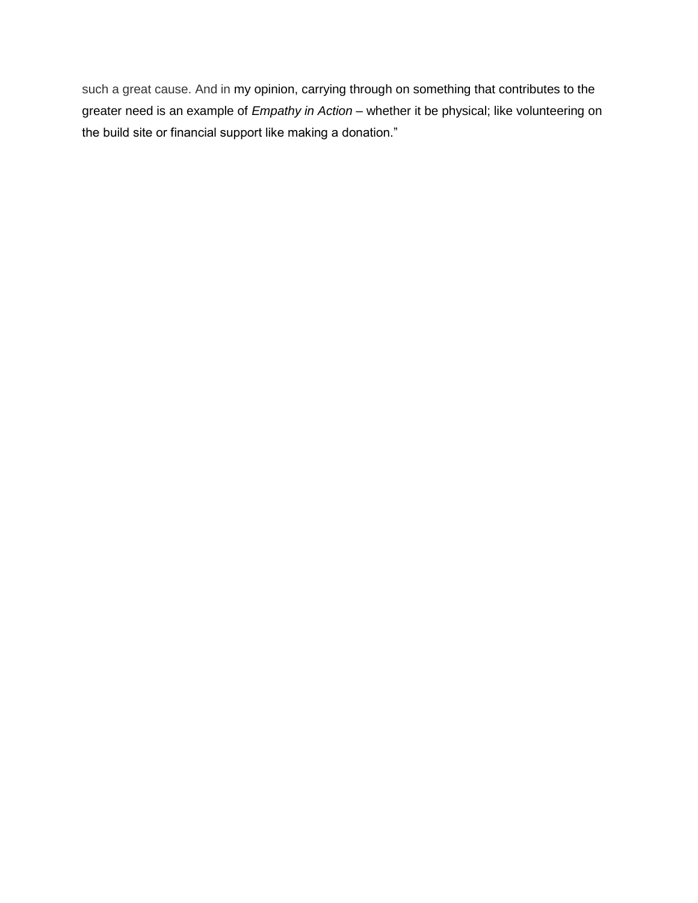such a great cause. And in my opinion, carrying through on something that contributes to the greater need is an example of *Empathy in Action* – whether it be physical; like volunteering on the build site or financial support like making a donation."